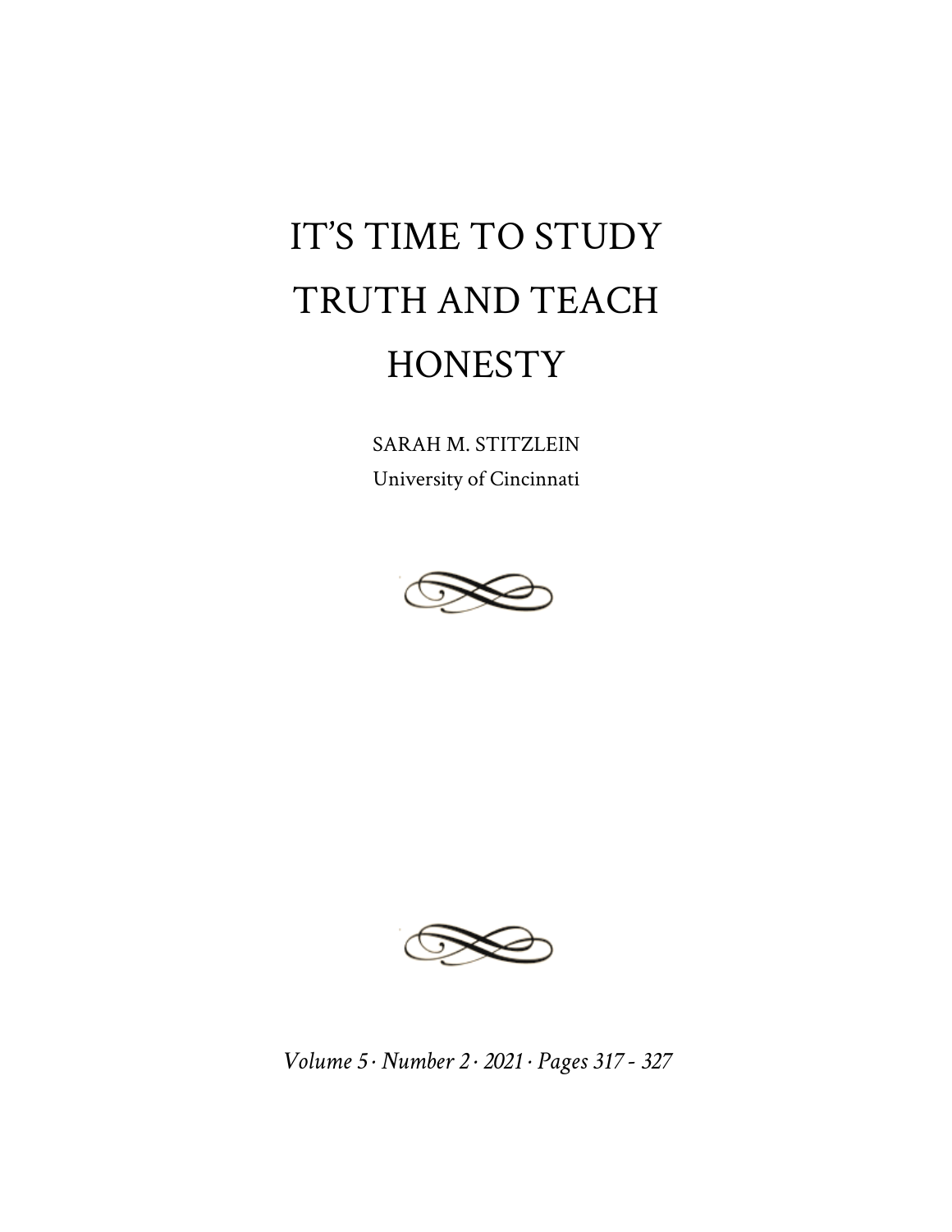# IT'S TIME TO STUDY TRUTH AND TEACH HONESTY

SARAH M. STITZLEIN
University of Cincinnati

*Volume 5 · Number 2 · 2021 · Pages 317 - 327*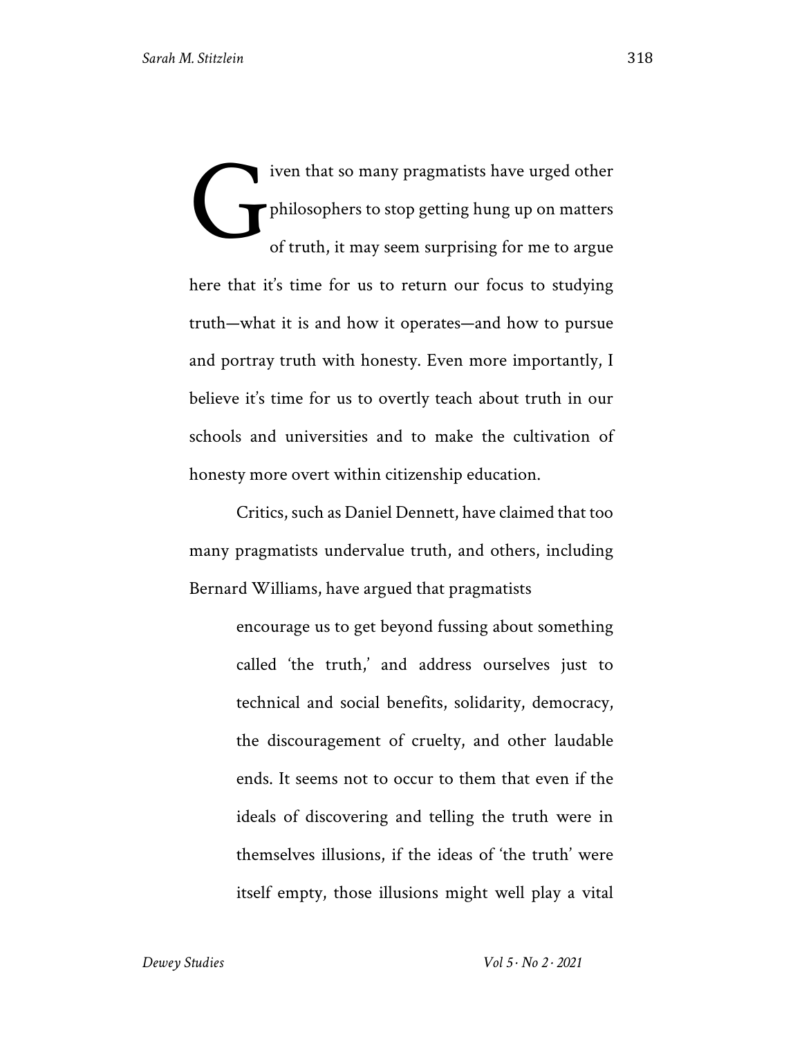Given that so many pragmatists have urged other philosophers to stop getting hung up on matters of truth, it may seem surprising for me to argue here that it's time for us to return our focus to studying truth—what it is and how it operates—and how to pursue and portray truth with honesty. Even more importantly, I believe it's time for us to overtly teach about truth in our schools and universities and to make the cultivation of honesty more overt within citizenship education.

Critics, such as Daniel Dennett, have claimed that too many pragmatists undervalue truth, and others, including Bernard Williams, have argued that pragmatists

> encourage us to get beyond fussing about something called 'the truth,' and address ourselves just to technical and social benefits, solidarity, democracy, the discouragement of cruelty, and other laudable ends. It seems not to occur to them that even if the ideals of discovering and telling the truth were in themselves illusions, if the ideas of 'the truth' were itself empty, those illusions might well play a vital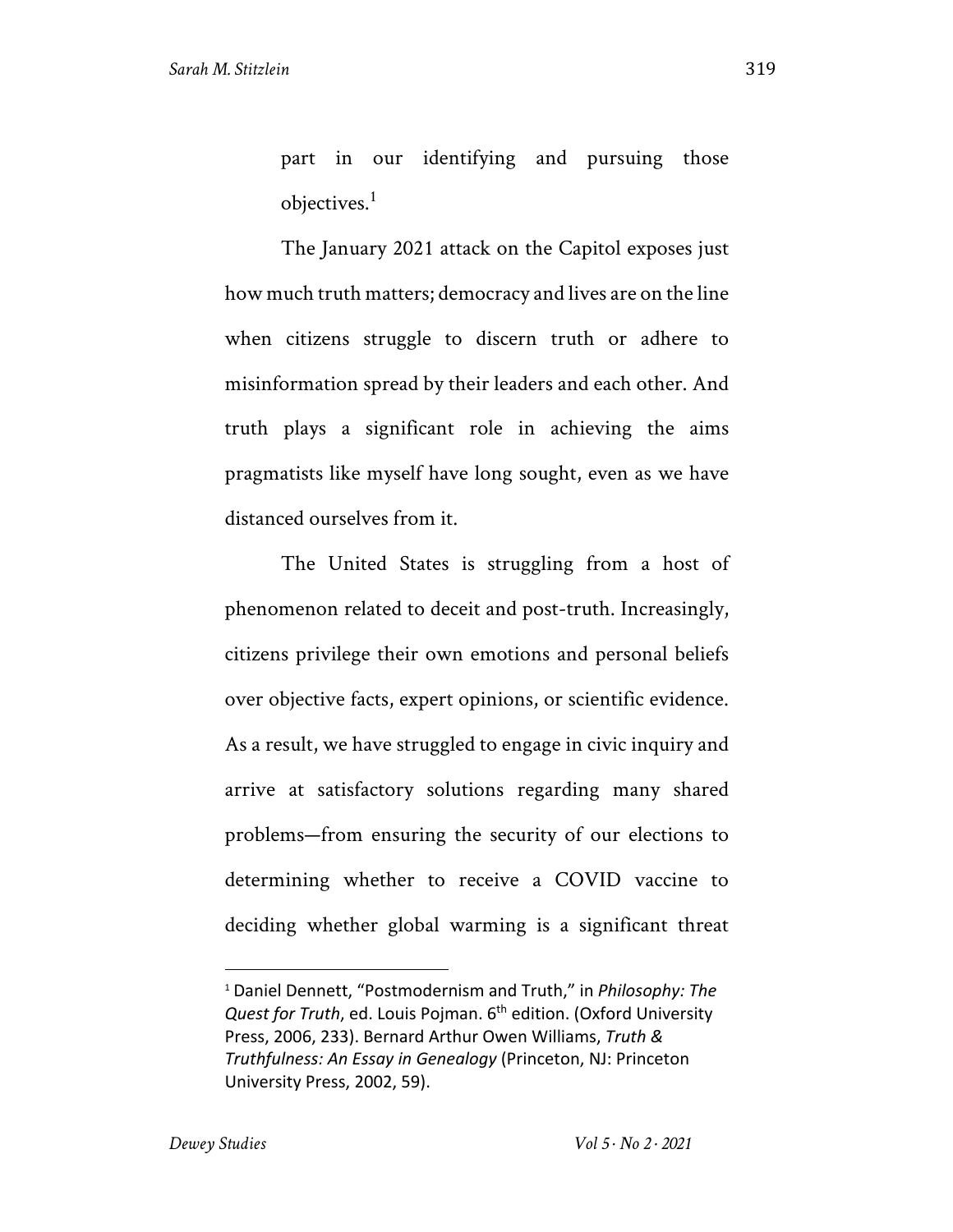part in our identifying and pursuing those objectives.[1]

The January 2021 attack on the Capitol exposes just how much truth matters; democracy and lives are on the line when citizens struggle to discern truth or adhere to misinformation spread by their leaders and each other. And truth plays a significant role in achieving the aims pragmatists like myself have long sought, even as we have distanced ourselves from it.

The United States is struggling from a host of phenomenon related to deceit and post-truth. Increasingly, citizens privilege their own emotions and personal beliefs over objective facts, expert opinions, or scientific evidence. As a result, we have struggled to engage in civic inquiry and arrive at satisfactory solutions regarding many shared problems—from ensuring the security of our elections to determining whether to receive a COVID vaccine to deciding whether global warming is a significant threat

---

[1] Daniel Dennett, "Postmodernism and Truth," in *Philosophy: The Quest for Truth*, ed. Louis Pojman. 6th edition. (Oxford University Press, 2006, 233). Bernard Arthur Owen Williams, *Truth & Truthfulness: An Essay in Genealogy* (Princeton, NJ: Princeton University Press, 2002, 59).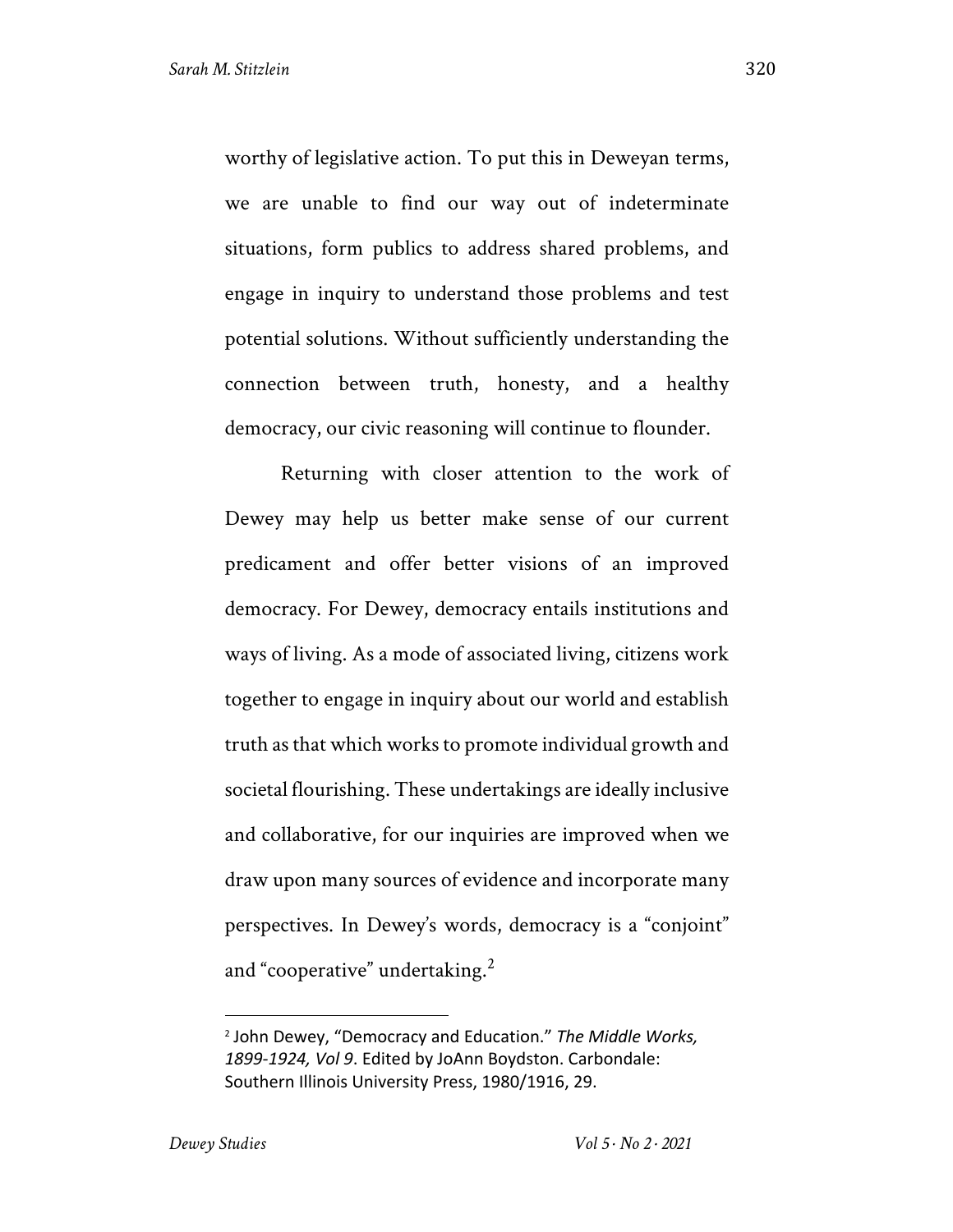worthy of legislative action. To put this in Deweyan terms, we are unable to find our way out of indeterminate situations, form publics to address shared problems, and engage in inquiry to understand those problems and test potential solutions. Without sufficiently understanding the connection between truth, honesty, and a healthy democracy, our civic reasoning will continue to flounder.

Returning with closer attention to the work of Dewey may help us better make sense of our current predicament and offer better visions of an improved democracy. For Dewey, democracy entails institutions and ways of living. As a mode of associated living, citizens work together to engage in inquiry about our world and establish truth as that which works to promote individual growth and societal flourishing. These undertakings are ideally inclusive and collaborative, for our inquiries are improved when we draw upon many sources of evidence and incorporate many perspectives. In Dewey's words, democracy is a "conjoint" and "cooperative" undertaking.[2]

---

[2] John Dewey, "Democracy and Education." *The Middle Works, 1899-1924, Vol 9*. Edited by JoAnn Boydston. Carbondale: Southern Illinois University Press, 1980/1916, 29.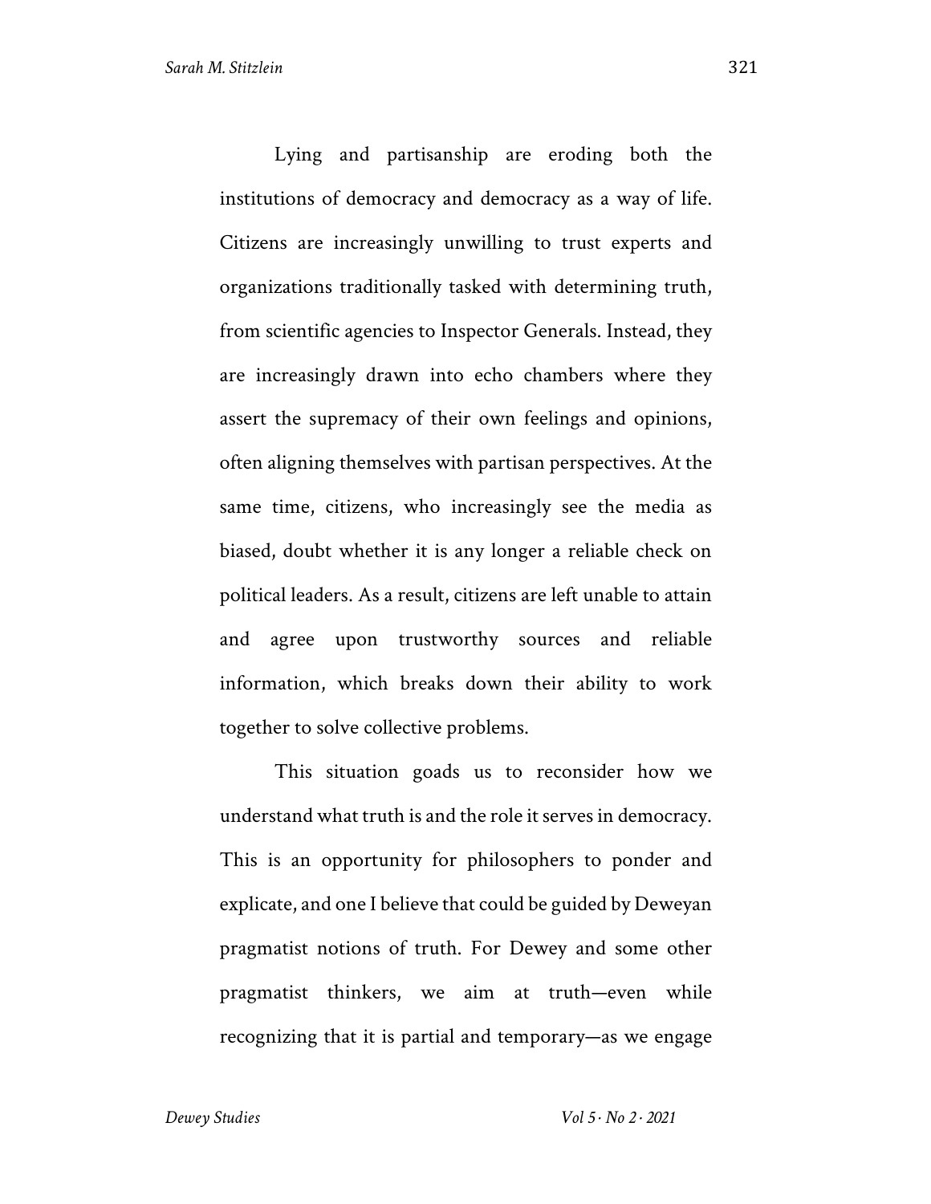Lying and partisanship are eroding both the institutions of democracy and democracy as a way of life. Citizens are increasingly unwilling to trust experts and organizations traditionally tasked with determining truth, from scientific agencies to Inspector Generals. Instead, they are increasingly drawn into echo chambers where they assert the supremacy of their own feelings and opinions, often aligning themselves with partisan perspectives. At the same time, citizens, who increasingly see the media as biased, doubt whether it is any longer a reliable check on political leaders. As a result, citizens are left unable to attain and agree upon trustworthy sources and reliable information, which breaks down their ability to work together to solve collective problems.

This situation goads us to reconsider how we understand what truth is and the role it serves in democracy. This is an opportunity for philosophers to ponder and explicate, and one I believe that could be guided by Deweyan pragmatist notions of truth. For Dewey and some other pragmatist thinkers, we aim at truth—even while recognizing that it is partial and temporary—as we engage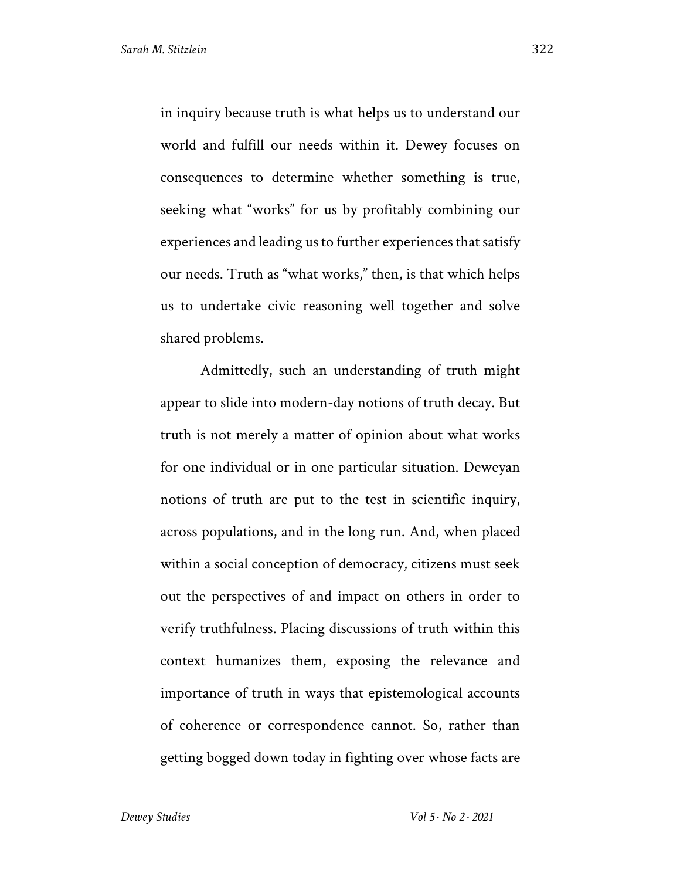in inquiry because truth is what helps us to understand our world and fulfill our needs within it. Dewey focuses on consequences to determine whether something is true, seeking what "works" for us by profitably combining our experiences and leading us to further experiences that satisfy our needs. Truth as "what works," then, is that which helps us to undertake civic reasoning well together and solve shared problems.

Admittedly, such an understanding of truth might appear to slide into modern-day notions of truth decay. But truth is not merely a matter of opinion about what works for one individual or in one particular situation. Deweyan notions of truth are put to the test in scientific inquiry, across populations, and in the long run. And, when placed within a social conception of democracy, citizens must seek out the perspectives of and impact on others in order to verify truthfulness. Placing discussions of truth within this context humanizes them, exposing the relevance and importance of truth in ways that epistemological accounts of coherence or correspondence cannot. So, rather than getting bogged down today in fighting over whose facts are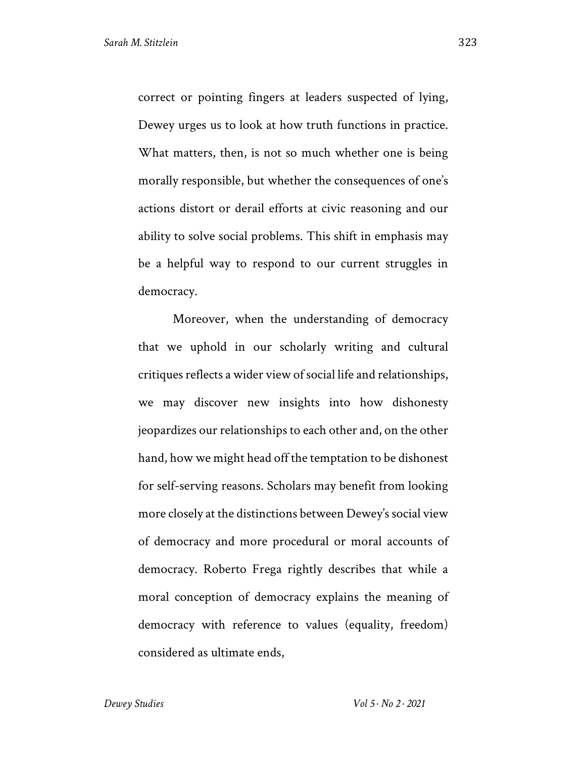correct or pointing fingers at leaders suspected of lying, Dewey urges us to look at how truth functions in practice. What matters, then, is not so much whether one is being morally responsible, but whether the consequences of one's actions distort or derail efforts at civic reasoning and our ability to solve social problems. This shift in emphasis may be a helpful way to respond to our current struggles in democracy.

Moreover, when the understanding of democracy that we uphold in our scholarly writing and cultural critiques reflects a wider view of social life and relationships, we may discover new insights into how dishonesty jeopardizes our relationships to each other and, on the other hand, how we might head off the temptation to be dishonest for self-serving reasons. Scholars may benefit from looking more closely at the distinctions between Dewey's social view of democracy and more procedural or moral accounts of democracy. Roberto Frega rightly describes that while a moral conception of democracy explains the meaning of democracy with reference to values (equality, freedom) considered as ultimate ends,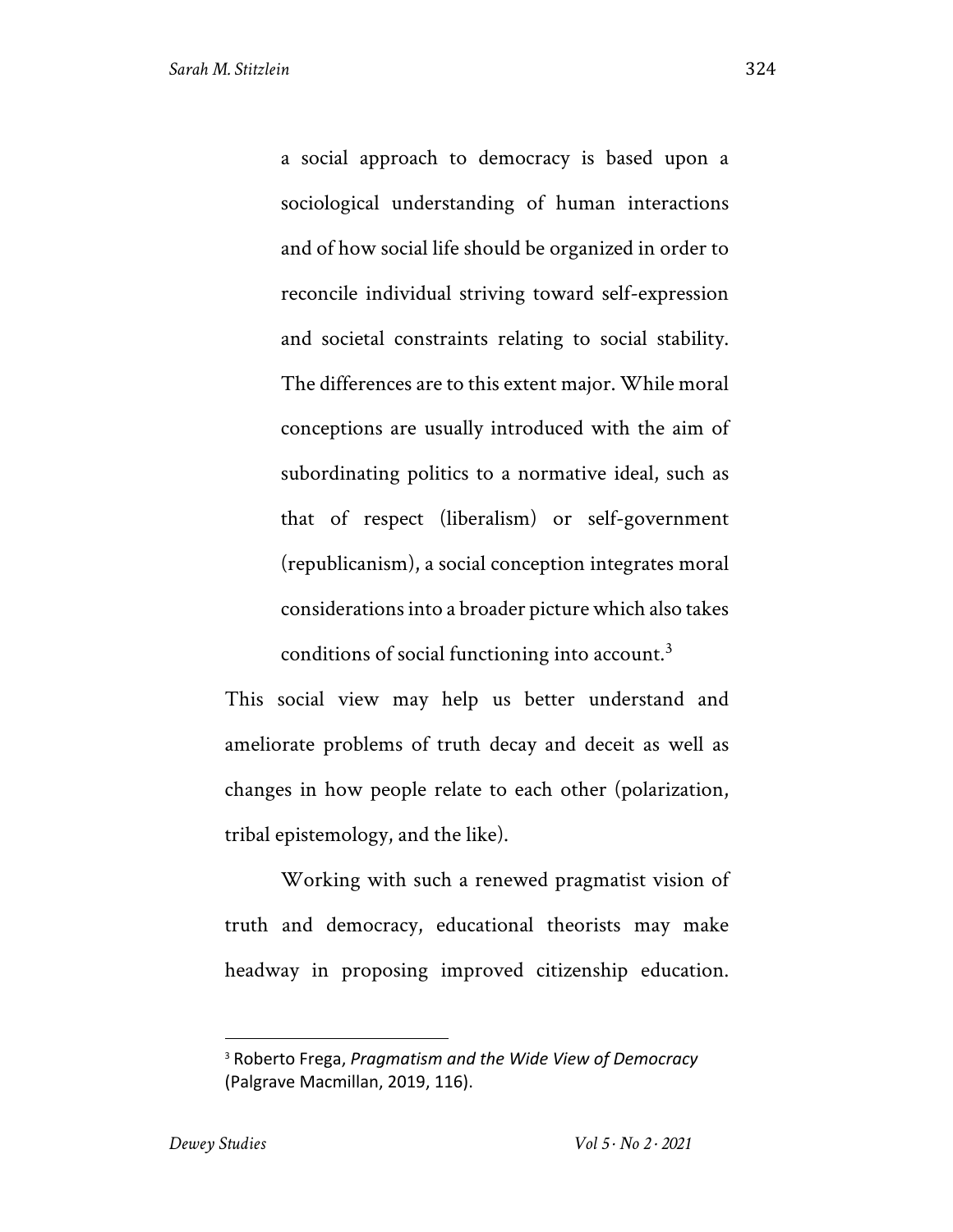> a social approach to democracy is based upon a sociological understanding of human interactions and of how social life should be organized in order to reconcile individual striving toward self-expression and societal constraints relating to social stability. The differences are to this extent major. While moral conceptions are usually introduced with the aim of subordinating politics to a normative ideal, such as that of respect (liberalism) or self-government (republicanism), a social conception integrates moral considerations into a broader picture which also takes conditions of social functioning into account.[3]

This social view may help us better understand and ameliorate problems of truth decay and deceit as well as changes in how people relate to each other (polarization, tribal epistemology, and the like).

Working with such a renewed pragmatist vision of truth and democracy, educational theorists may make headway in proposing improved citizenship education.

[3] Roberto Frega, *Pragmatism and the Wide View of Democracy* (Palgrave Macmillan, 2019, 116).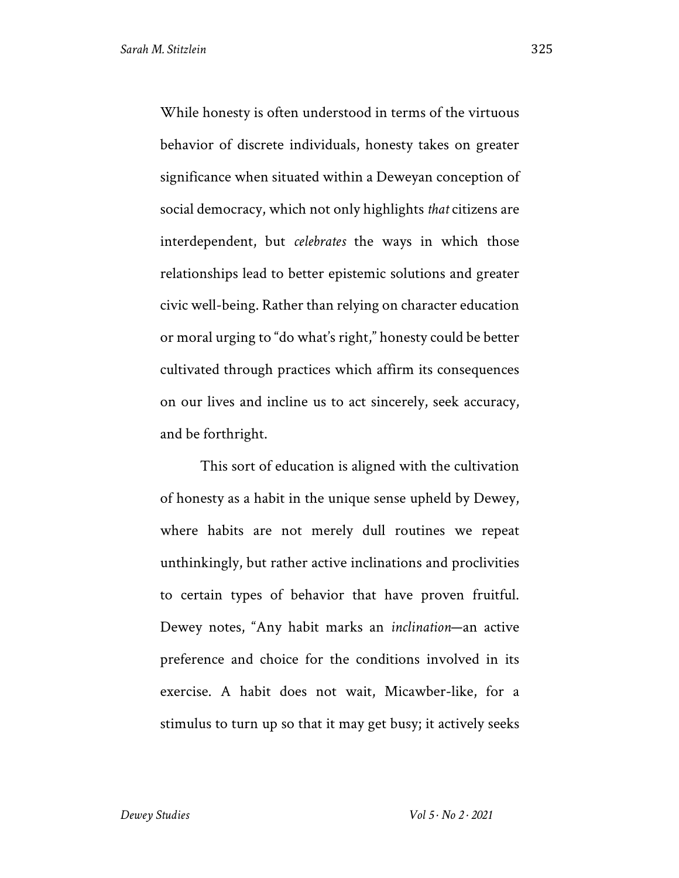While honesty is often understood in terms of the virtuous behavior of discrete individuals, honesty takes on greater significance when situated within a Deweyan conception of social democracy, which not only highlights *that* citizens are interdependent, but *celebrates* the ways in which those relationships lead to better epistemic solutions and greater civic well-being. Rather than relying on character education or moral urging to "do what's right," honesty could be better cultivated through practices which affirm its consequences on our lives and incline us to act sincerely, seek accuracy, and be forthright.

This sort of education is aligned with the cultivation of honesty as a habit in the unique sense upheld by Dewey, where habits are not merely dull routines we repeat unthinkingly, but rather active inclinations and proclivities to certain types of behavior that have proven fruitful. Dewey notes, "Any habit marks an *inclination*—an active preference and choice for the conditions involved in its exercise. A habit does not wait, Micawber-like, for a stimulus to turn up so that it may get busy; it actively seeks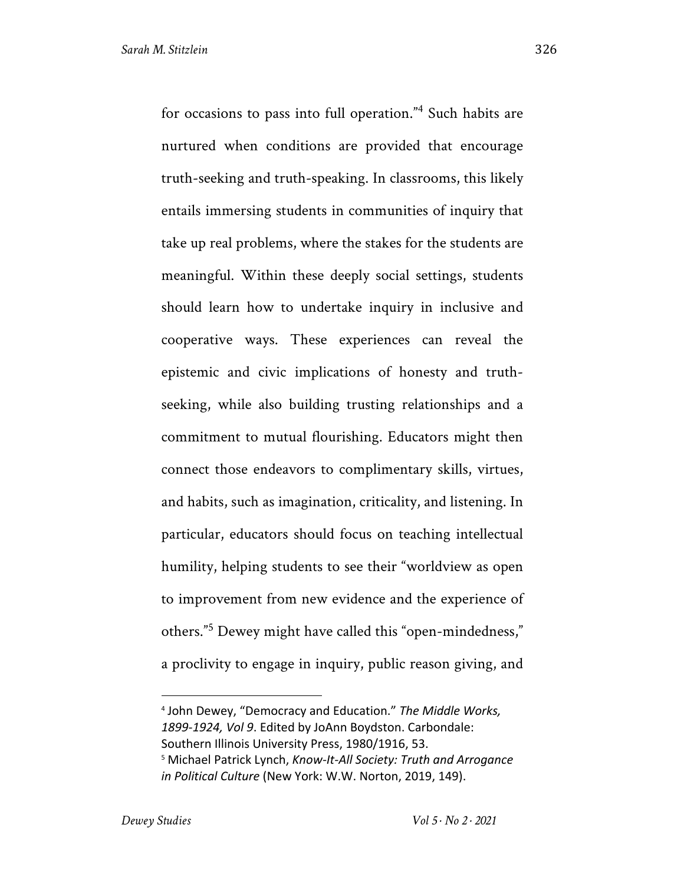for occasions to pass into full operation."[4] Such habits are nurtured when conditions are provided that encourage truth-seeking and truth-speaking. In classrooms, this likely entails immersing students in communities of inquiry that take up real problems, where the stakes for the students are meaningful. Within these deeply social settings, students should learn how to undertake inquiry in inclusive and cooperative ways. These experiences can reveal the epistemic and civic implications of honesty and truth-seeking, while also building trusting relationships and a commitment to mutual flourishing. Educators might then connect those endeavors to complimentary skills, virtues, and habits, such as imagination, criticality, and listening. In particular, educators should focus on teaching intellectual humility, helping students to see their "worldview as open to improvement from new evidence and the experience of others."[5] Dewey might have called this "open-mindedness," a proclivity to engage in inquiry, public reason giving, and

---

[4] John Dewey, "Democracy and Education." *The Middle Works, 1899-1924, Vol 9*. Edited by JoAnn Boydston. Carbondale: Southern Illinois University Press, 1980/1916, 53.

[5] Michael Patrick Lynch, *Know-It-All Society: Truth and Arrogance in Political Culture* (New York: W.W. Norton, 2019, 149).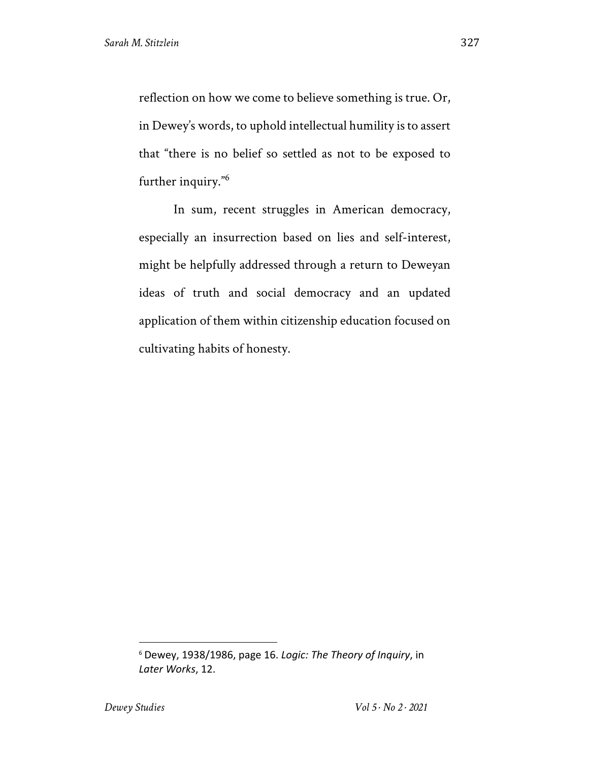reflection on how we come to believe something is true. Or, in Dewey's words, to uphold intellectual humility is to assert that "there is no belief so settled as not to be exposed to further inquiry."[6]

In sum, recent struggles in American democracy, especially an insurrection based on lies and self-interest, might be helpfully addressed through a return to Deweyan ideas of truth and social democracy and an updated application of them within citizenship education focused on cultivating habits of honesty.

---

[6] Dewey, 1938/1986, page 16. *Logic: The Theory of Inquiry*, in *Later Works*, 12.